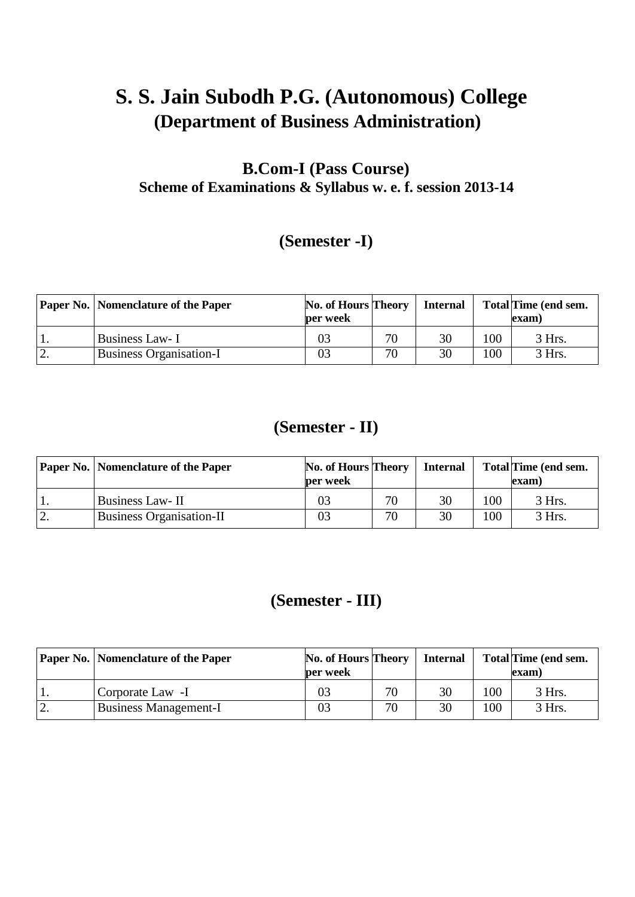# S. S. Jain Subodh P.G. (Autonomous) College
## (Department of Business Administration)

### B.Com-I (Pass Course)
**Scheme of Examinations & Syllabus w. e. f. session 2013-14**

## (Semester -I)

| Paper No. | Nomenclature of the Paper | No. of Hours per week | Theory | Internal | Total | Time (end sem. exam) |
|---|---|---|---|---|---|---|
| 1. | Business Law- I | 03 | 70 | 30 | 100 | 3 Hrs. |
| 2. | Business Organisation-I | 03 | 70 | 30 | 100 | 3 Hrs. |

## (Semester - II)

| Paper No. | Nomenclature of the Paper | No. of Hours per week | Theory | Internal | Total | Time (end sem. exam) |
|---|---|---|---|---|---|---|
| 1. | Business Law- II | 03 | 70 | 30 | 100 | 3 Hrs. |
| 2. | Business Organisation-II | 03 | 70 | 30 | 100 | 3 Hrs. |

## (Semester - III)

| Paper No. | Nomenclature of the Paper | No. of Hours per week | Theory | Internal | Total | Time (end sem. exam) |
|---|---|---|---|---|---|---|
| 1. | Corporate Law -I | 03 | 70 | 30 | 100 | 3 Hrs. |
| 2. | Business Management-I | 03 | 70 | 30 | 100 | 3 Hrs. |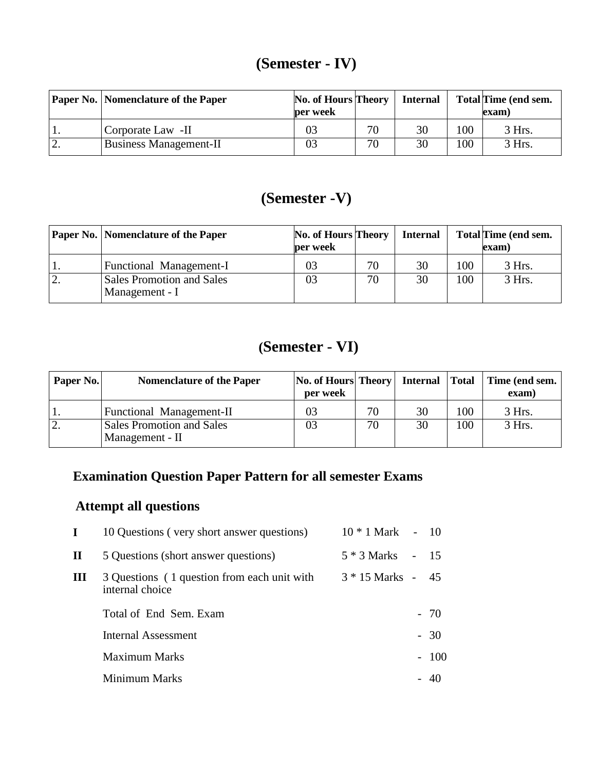## (Semester - IV)

| Paper No. | Nomenclature of the Paper | No. of Hours per week | Theory | Internal | Total | Time (end sem. exam) |
|---|---|---|---|---|---|---|
| 1. | Corporate Law -II | 03 | 70 | 30 | 100 | 3 Hrs. |
| 2. | Business Management-II | 03 | 70 | 30 | 100 | 3 Hrs. |

## (Semester -V)

| Paper No. | Nomenclature of the Paper | No. of Hours per week | Theory | Internal | Total | Time (end sem. exam) |
|---|---|---|---|---|---|---|
| 1. | Functional Management-I | 03 | 70 | 30 | 100 | 3 Hrs. |
| 2. | Sales Promotion and Sales Management - I | 03 | 70 | 30 | 100 | 3 Hrs. |

## (Semester - VI)

| Paper No. | Nomenclature of the Paper | No. of Hours per week | Theory | Internal | Total | Time (end sem. exam) |
|---|---|---|---|---|---|---|
| 1. | Functional Management-II | 03 | 70 | 30 | 100 | 3 Hrs. |
| 2. | Sales Promotion and Sales Management - II | 03 | 70 | 30 | 100 | 3 Hrs. |

### Examination Question Paper Pattern for all semester Exams

**Attempt all questions**

| | | | |
|---|---|---|---|
| **I** | 10 Questions ( very short answer questions) | 10 * 1 Mark | - 10 |
| **II** | 5 Questions (short answer questions) | 5 * 3 Marks | - 15 |
| **III** | 3 Questions ( 1 question from each unit with internal choice | 3 * 15 Marks | - 45 |
| | Total of End Sem. Exam | | - 70 |
| | Internal Assessment | | - 30 |
| | Maximum Marks | | - 100 |
| | Minimum Marks | | - 40 |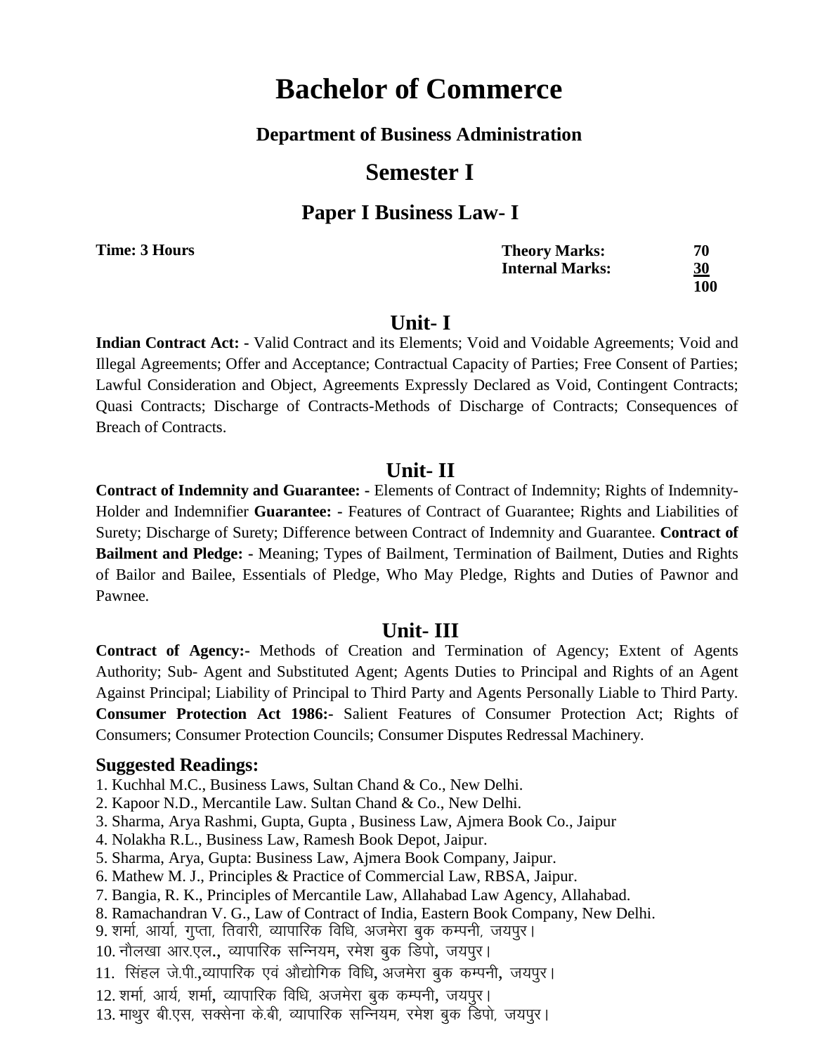# Bachelor of Commerce

### Department of Business Administration

## Semester I

## Paper I Business Law- I

| **Time: 3 Hours** | **Theory Marks:** | **70** |
|---|---|---|
| | **Internal Marks:** | **30** |
| | | **100** |

## Unit- I

**Indian Contract Act: -** Valid Contract and its Elements; Void and Voidable Agreements; Void and Illegal Agreements; Offer and Acceptance; Contractual Capacity of Parties; Free Consent of Parties; Lawful Consideration and Object, Agreements Expressly Declared as Void, Contingent Contracts; Quasi Contracts; Discharge of Contracts-Methods of Discharge of Contracts; Consequences of Breach of Contracts.

## Unit- II

**Contract of Indemnity and Guarantee: -** Elements of Contract of Indemnity; Rights of Indemnity-Holder and Indemnifier **Guarantee: -** Features of Contract of Guarantee; Rights and Liabilities of Surety; Discharge of Surety; Difference between Contract of Indemnity and Guarantee. **Contract of Bailment and Pledge: -** Meaning; Types of Bailment, Termination of Bailment, Duties and Rights of Bailor and Bailee, Essentials of Pledge, Who May Pledge, Rights and Duties of Pawnor and Pawnee.

## Unit- III

**Contract of Agency:-** Methods of Creation and Termination of Agency; Extent of Agents Authority; Sub- Agent and Substituted Agent; Agents Duties to Principal and Rights of an Agent Against Principal; Liability of Principal to Third Party and Agents Personally Liable to Third Party. **Consumer Protection Act 1986:-** Salient Features of Consumer Protection Act; Rights of Consumers; Consumer Protection Councils; Consumer Disputes Redressal Machinery.

### Suggested Readings:

1. Kuchhal M.C., Business Laws, Sultan Chand & Co., New Delhi.
2. Kapoor N.D., Mercantile Law. Sultan Chand & Co., New Delhi.
3. Sharma, Arya Rashmi, Gupta, Gupta , Business Law, Ajmera Book Co., Jaipur
4. Nolakha R.L., Business Law, Ramesh Book Depot, Jaipur.
5. Sharma, Arya, Gupta: Business Law, Ajmera Book Company, Jaipur.
6. Mathew M. J., Principles & Practice of Commercial Law, RBSA, Jaipur.
7. Bangia, R. K., Principles of Mercantile Law, Allahabad Law Agency, Allahabad.
8. Ramachandran V. G., Law of Contract of India, Eastern Book Company, New Delhi.
9. शर्मा, आर्या, गुप्ता, तिवारी, व्यापारिक विधि, अजमेरा बुक कम्पनी, जयपुर।
10. नौलखा आर.एल., व्यापारिक सन्नियम, रमेश बुक डिपो, जयपुर।
11. सिंहल जे.पी.,व्यापारिक एवं औद्योगिक विधि, अजमेरा बुक कम्पनी, जयपुर।
12. शर्मा, आर्य, शर्मा, व्यापारिक विधि, अजमेरा बुक कम्पनी, जयपुर।
13. माथुर बी.एस, सक्सेना के.बी, व्यापारिक सन्नियम, रमेश बुक डिपो, जयपुर।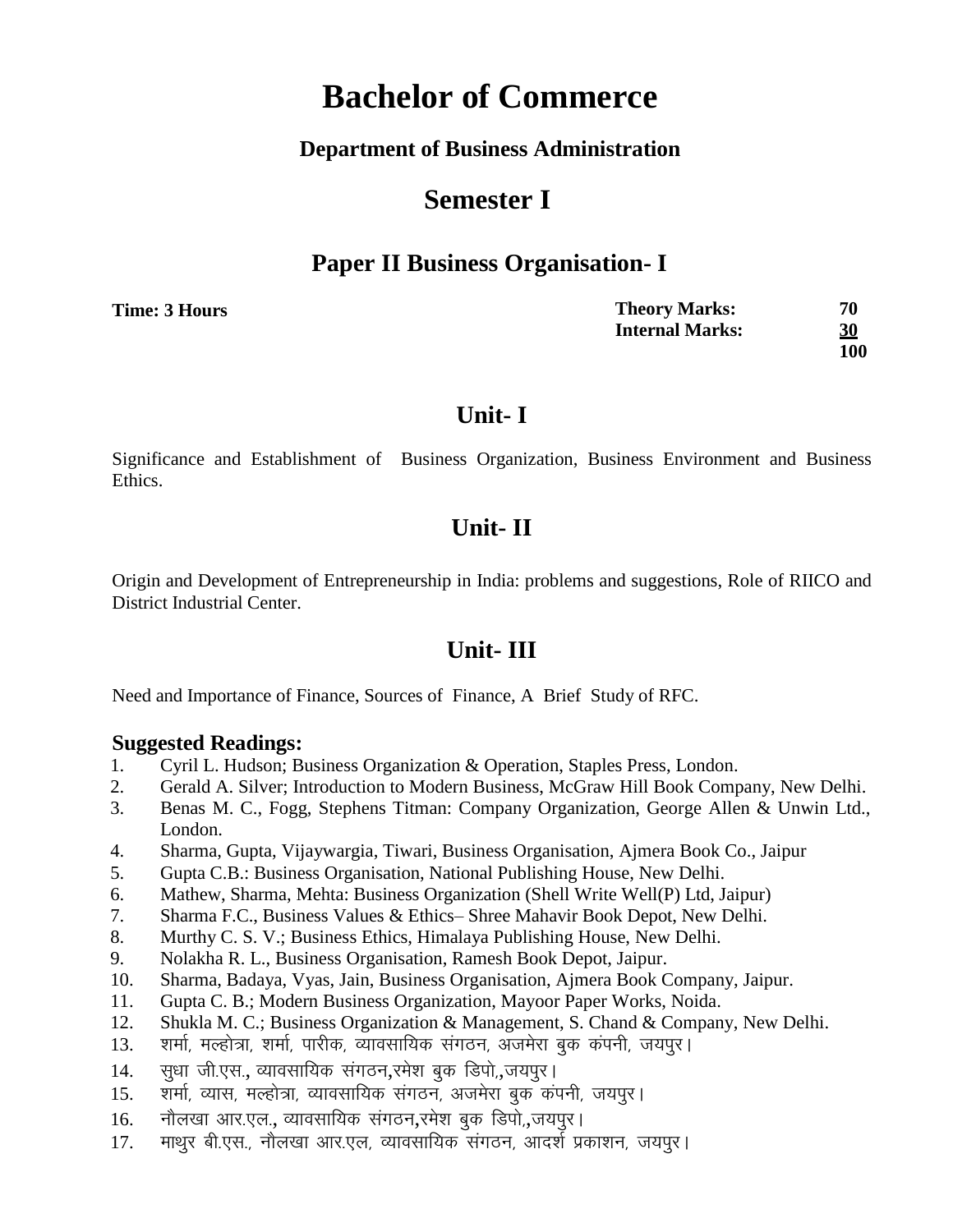# Bachelor of Commerce

**Department of Business Administration**

## Semester I

## Paper II Business Organisation- I

| **Time: 3 Hours** | **Theory Marks:** | **70** |
|---|---|---|
| | **Internal Marks:** | **30** |
| | | **100** |

## Unit- I

Significance and Establishment of Business Organization, Business Environment and Business Ethics.

## Unit- II

Origin and Development of Entrepreneurship in India: problems and suggestions, Role of RIICO and District Industrial Center.

## Unit- III

Need and Importance of Finance, Sources of Finance, A Brief Study of RFC.

### Suggested Readings:

1. Cyril L. Hudson; Business Organization & Operation, Staples Press, London.
2. Gerald A. Silver; Introduction to Modern Business, McGraw Hill Book Company, New Delhi.
3. Benas M. C., Fogg, Stephens Titman: Company Organization, George Allen & Unwin Ltd., London.
4. Sharma, Gupta, Vijaywargia, Tiwari, Business Organisation, Ajmera Book Co., Jaipur
5. Gupta C.B.: Business Organisation, National Publishing House, New Delhi.
6. Mathew, Sharma, Mehta: Business Organization (Shell Write Well(P) Ltd, Jaipur)
7. Sharma F.C., Business Values & Ethics– Shree Mahavir Book Depot, New Delhi.
8. Murthy C. S. V.; Business Ethics, Himalaya Publishing House, New Delhi.
9. Nolakha R. L., Business Organisation, Ramesh Book Depot, Jaipur.
10. Sharma, Badaya, Vyas, Jain, Business Organisation, Ajmera Book Company, Jaipur.
11. Gupta C. B.; Modern Business Organization, Mayoor Paper Works, Noida.
12. Shukla M. C.; Business Organization & Management, S. Chand & Company, New Delhi.
13. शर्मा, मल्होत्रा, शर्मा, पारीक, व्यावसायिक संगठन, अजमेरा बुक कंपनी, जयपुर।
14. सुधा जी.एस., व्यावसायिक संगठन,रमेश बुक डिपो,,जयपुर।
15. शर्मा, व्यास, मल्होत्रा, व्यावसायिक संगठन, अजमेरा बुक कंपनी, जयपुर।
16. नौलखा आर.एल., व्यावसायिक संगठन,रमेश बुक डिपो,,जयपुर।
17. माथुर बी.एस., नौलखा आर.एल, व्यावसायिक संगठन, आदर्श प्रकाशन, जयपुर।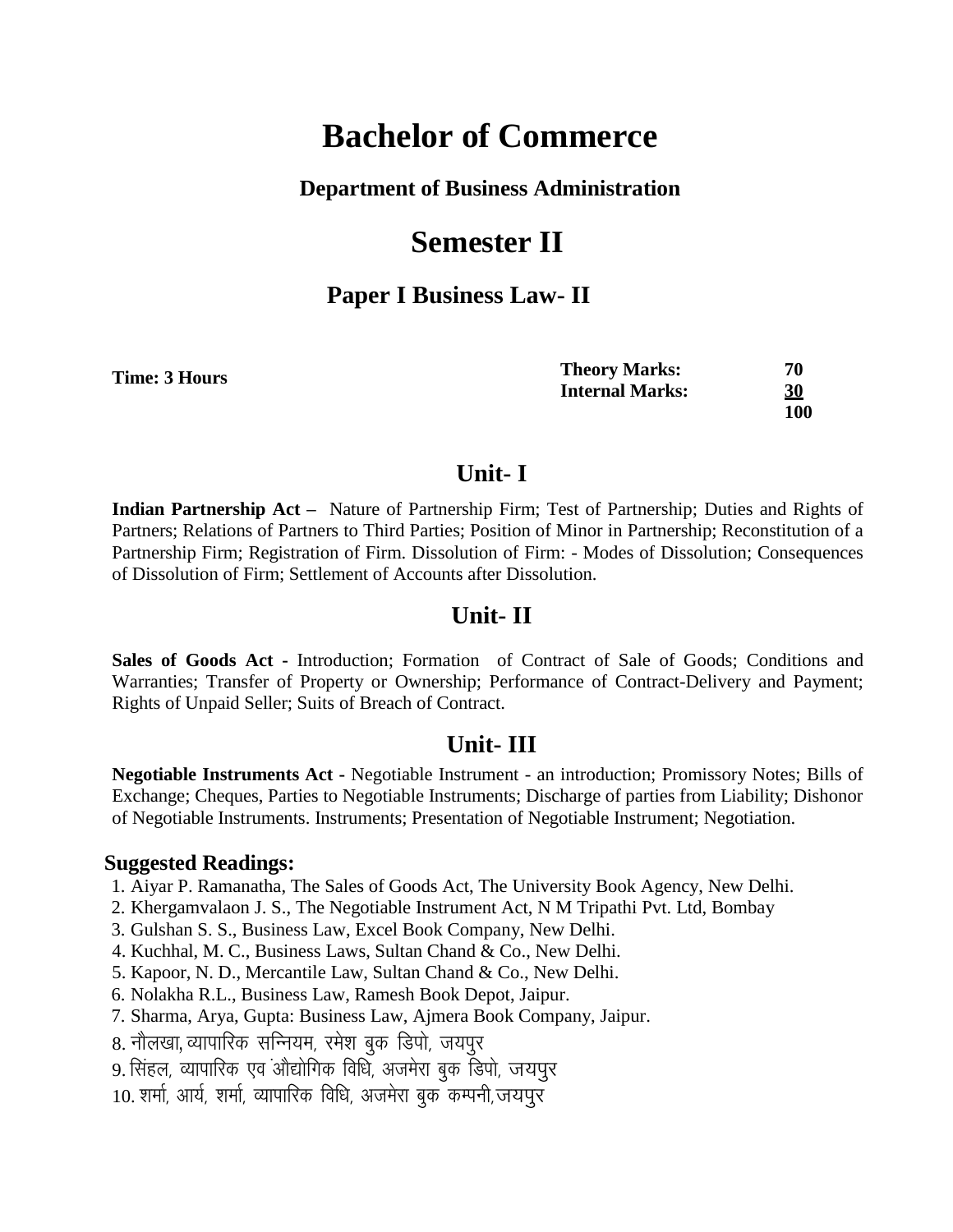# Bachelor of Commerce

**Department of Business Administration**

# Semester II

## Paper I Business Law- II

| **Time: 3 Hours** | **Theory Marks:** | **70** |
|---|---|---|
| | **Internal Marks:** | **30** |
| | | **100** |

## Unit- I

**Indian Partnership Act –** Nature of Partnership Firm; Test of Partnership; Duties and Rights of Partners; Relations of Partners to Third Parties; Position of Minor in Partnership; Reconstitution of a Partnership Firm; Registration of Firm. Dissolution of Firm: - Modes of Dissolution; Consequences of Dissolution of Firm; Settlement of Accounts after Dissolution.

## Unit- II

**Sales of Goods Act -** Introduction; Formation of Contract of Sale of Goods; Conditions and Warranties; Transfer of Property or Ownership; Performance of Contract-Delivery and Payment; Rights of Unpaid Seller; Suits of Breach of Contract.

## Unit- III

**Negotiable Instruments Act -** Negotiable Instrument - an introduction; Promissory Notes; Bills of Exchange; Cheques, Parties to Negotiable Instruments; Discharge of parties from Liability; Dishonor of Negotiable Instruments. Instruments; Presentation of Negotiable Instrument; Negotiation.

**Suggested Readings:**

1. Aiyar P. Ramanatha, The Sales of Goods Act, The University Book Agency, New Delhi.
2. Khergamvalaon J. S., The Negotiable Instrument Act, N M Tripathi Pvt. Ltd, Bombay
3. Gulshan S. S., Business Law, Excel Book Company, New Delhi.
4. Kuchhal, M. C., Business Laws, Sultan Chand & Co., New Delhi.
5. Kapoor, N. D., Mercantile Law, Sultan Chand & Co., New Delhi.
6. Nolakha R.L., Business Law, Ramesh Book Depot, Jaipur.
7. Sharma, Arya, Gupta: Business Law, Ajmera Book Company, Jaipur.
8. नौलखा, व्यापारिक सन्नियम, रमेश बुक डिपो, जयपुर
9. सिंहल, व्यापारिक एवं औद्योगिक विधि, अजमेरा बुक डिपो, जयपुर
10. शर्मा, आर्य, शर्मा, व्यापारिक विधि, अजमेरा बुक कम्पनी, जयपुर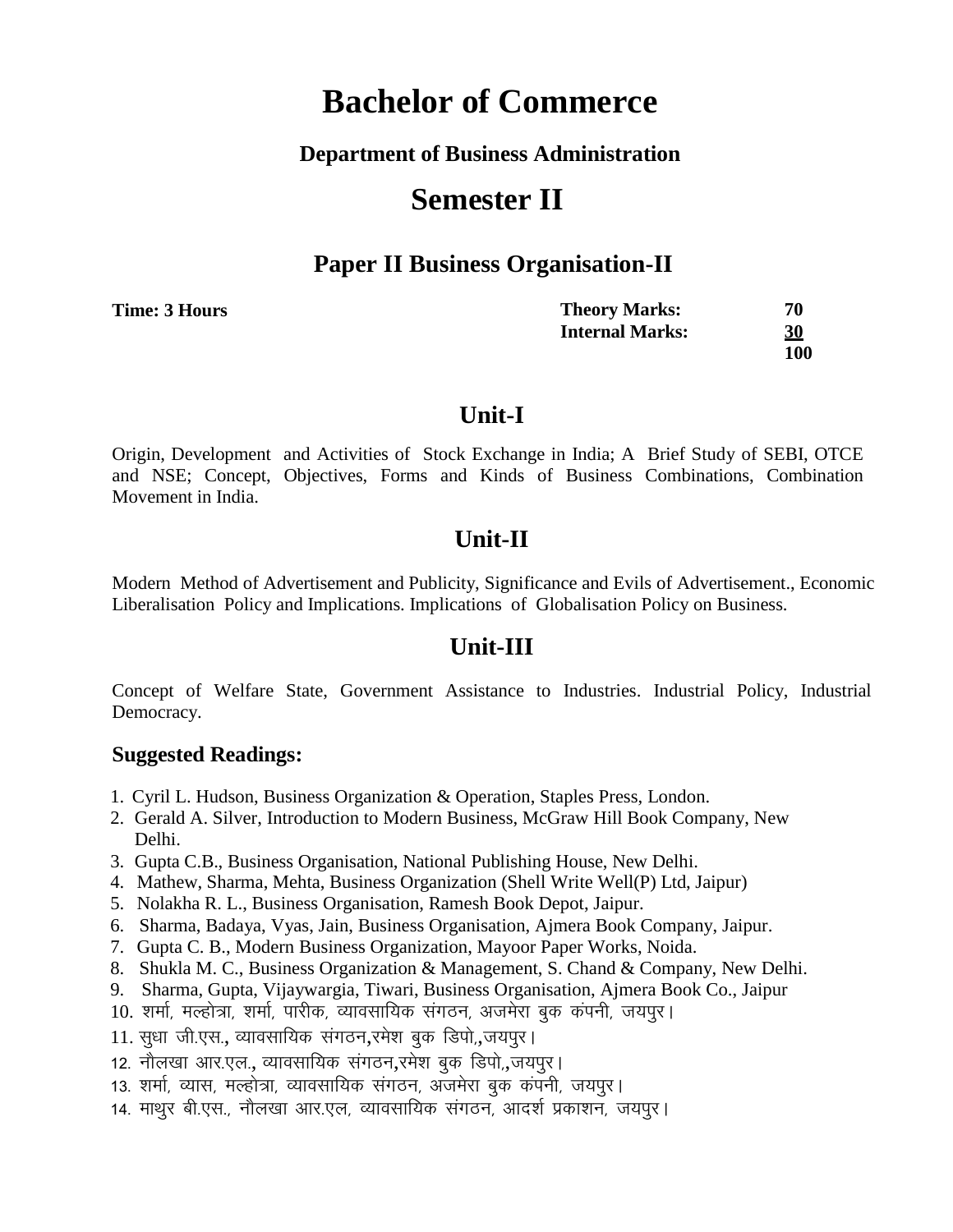# Bachelor of Commerce

### Department of Business Administration

## Semester II

### Paper II Business Organisation-II

| **Time: 3 Hours** | **Theory Marks:** | **70** |
| --- | --- | --- |
| | **Internal Marks:** | **30** |
| | | **100** |

## Unit-I

Origin, Development and Activities of Stock Exchange in India; A Brief Study of SEBI, OTCE and NSE; Concept, Objectives, Forms and Kinds of Business Combinations, Combination Movement in India.

## Unit-II

Modern Method of Advertisement and Publicity, Significance and Evils of Advertisement., Economic Liberalisation Policy and Implications. Implications of Globalisation Policy on Business.

## Unit-III

Concept of Welfare State, Government Assistance to Industries. Industrial Policy, Industrial Democracy.

### Suggested Readings:

1. Cyril L. Hudson, Business Organization & Operation, Staples Press, London.
2. Gerald A. Silver, Introduction to Modern Business, McGraw Hill Book Company, New Delhi.
3. Gupta C.B., Business Organisation, National Publishing House, New Delhi.
4. Mathew, Sharma, Mehta, Business Organization (Shell Write Well(P) Ltd, Jaipur)
5. Nolakha R. L., Business Organisation, Ramesh Book Depot, Jaipur.
6. Sharma, Badaya, Vyas, Jain, Business Organisation, Ajmera Book Company, Jaipur.
7. Gupta C. B., Modern Business Organization, Mayoor Paper Works, Noida.
8. Shukla M. C., Business Organization & Management, S. Chand & Company, New Delhi.
9. Sharma, Gupta, Vijaywargia, Tiwari, Business Organisation, Ajmera Book Co., Jaipur
10. शर्मा, मल्होत्रा, शर्मा, पारीक, व्यावसायिक संगठन, अजमेरा बुक कंपनी, जयपुर।
11. सुधा जी.एस., व्यावसायिक संगठन,रमेश बुक डिपो,,जयपुर।
12. नौलखा आर.एल., व्यावसायिक संगठन,रमेश बुक डिपो,,जयपुर।
13. शर्मा, व्यास, मल्होत्रा, व्यावसायिक संगठन, अजमेरा बुक कंपनी, जयपुर।
14. माथुर बी.एस., नौलखा आर.एल, व्यावसायिक संगठन, आदर्श प्रकाशन, जयपुर।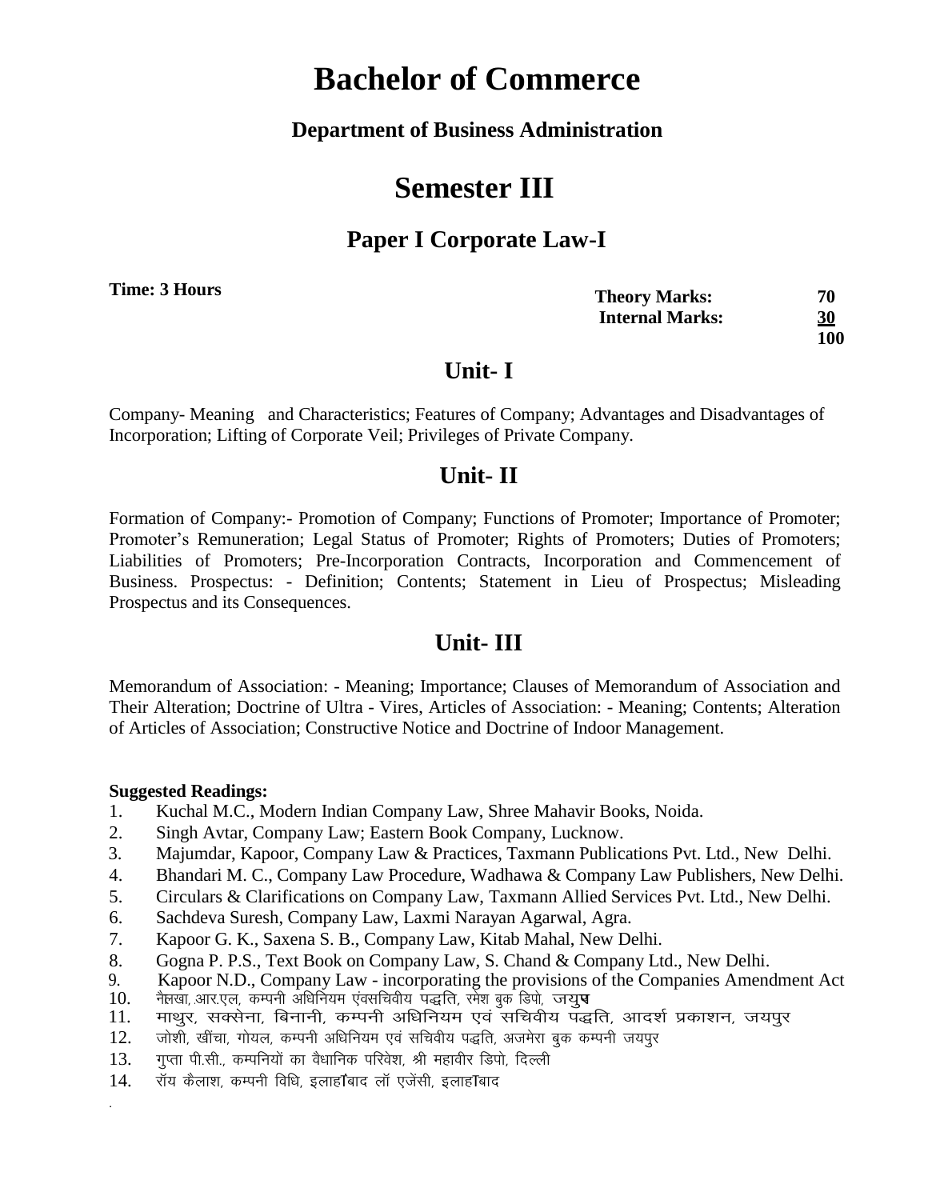# Bachelor of Commerce

### Department of Business Administration

# Semester III

## Paper I Corporate Law-I

**Time: 3 Hours**

| | |
|---|---|
| **Theory Marks:** | **70** |
| **Internal Marks:** | **30** |
| | **100** |

## Unit- I

Company- Meaning and Characteristics; Features of Company; Advantages and Disadvantages of Incorporation; Lifting of Corporate Veil; Privileges of Private Company.

## Unit- II

Formation of Company:- Promotion of Company; Functions of Promoter; Importance of Promoter; Promoter's Remuneration; Legal Status of Promoter; Rights of Promoters; Duties of Promoters; Liabilities of Promoters; Pre-Incorporation Contracts, Incorporation and Commencement of Business. Prospectus: - Definition; Contents; Statement in Lieu of Prospectus; Misleading Prospectus and its Consequences.

## Unit- III

Memorandum of Association: - Meaning; Importance; Clauses of Memorandum of Association and Their Alteration; Doctrine of Ultra - Vires, Articles of Association: - Meaning; Contents; Alteration of Articles of Association; Constructive Notice and Doctrine of Indoor Management.

**Suggested Readings:**

1. Kuchal M.C., Modern Indian Company Law, Shree Mahavir Books, Noida.
2. Singh Avtar, Company Law; Eastern Book Company, Lucknow.
3. Majumdar, Kapoor, Company Law & Practices, Taxmann Publications Pvt. Ltd., New Delhi.
4. Bhandari M. C., Company Law Procedure, Wadhawa & Company Law Publishers, New Delhi.
5. Circulars & Clarifications on Company Law, Taxmann Allied Services Pvt. Ltd., New Delhi.
6. Sachdeva Suresh, Company Law, Laxmi Narayan Agarwal, Agra.
7. Kapoor G. K., Saxena S. B., Company Law, Kitab Mahal, New Delhi.
8. Gogna P. P.S., Text Book on Company Law, S. Chand & Company Ltd., New Delhi.
9. Kapoor N.D., Company Law - incorporating the provisions of the Companies Amendment Act
10. नैलखा, आर.एल, कम्पनी अधिनियम एंवसचिवीय पद्धति, रमेश बुक डिपो, जयपुर
11. माथुर, सक्सेना, बिनानी, कम्पनी अधिनियम एवं सचिवीय पद्धति, आदर्श प्रकाशन, जयपुर
12. जोशी, खींचा, गोयल, कम्पनी अधिनियम एवं सचिवीय पद्धति, अजमेरा बुक कम्पनी जयपुर
13. गुप्ता पी.सी., कम्पनियों का वैधानिक परिवेश, श्री महावीर डिपो, दिल्ली
14. रॉय कैलाश, कम्पनी विधि, इलाहाबाद लॉ एजेंसी, इलाहाबाद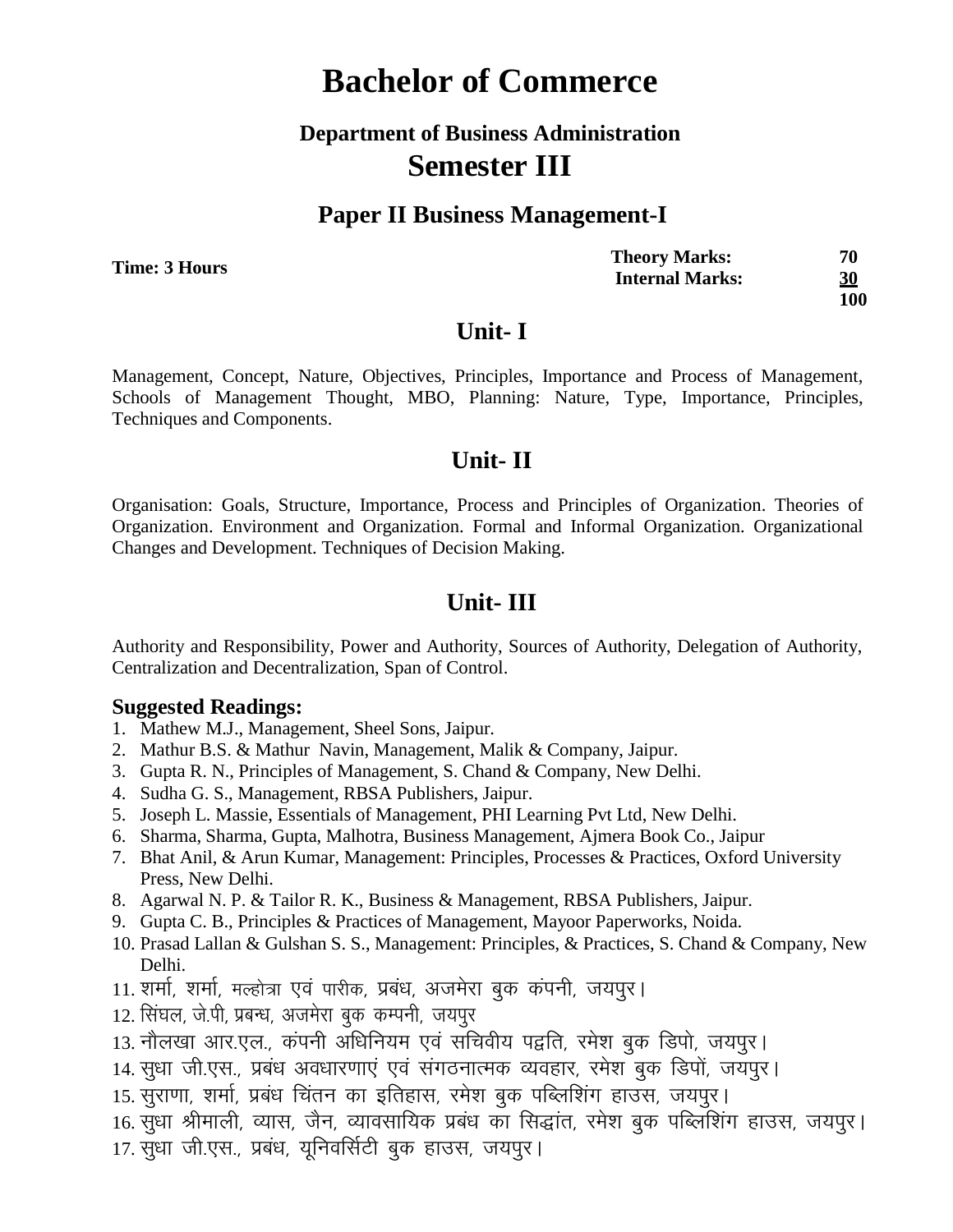# Bachelor of Commerce

### Department of Business Administration

## Semester III

### Paper II Business Management-I

| **Time: 3 Hours** | **Theory Marks:** | **70** |
|---|---|---|
| | **Internal Marks:** | **<u>30</u>** |
| | | **100** |

## Unit- I

Management, Concept, Nature, Objectives, Principles, Importance and Process of Management, Schools of Management Thought, MBO, Planning: Nature, Type, Importance, Principles, Techniques and Components.

## Unit- II

Organisation: Goals, Structure, Importance, Process and Principles of Organization. Theories of Organization. Environment and Organization. Formal and Informal Organization. Organizational Changes and Development. Techniques of Decision Making.

## Unit- III

Authority and Responsibility, Power and Authority, Sources of Authority, Delegation of Authority, Centralization and Decentralization, Span of Control.

### Suggested Readings:

1. Mathew M.J., Management, Sheel Sons, Jaipur.
2. Mathur B.S. & Mathur Navin, Management, Malik & Company, Jaipur.
3. Gupta R. N., Principles of Management, S. Chand & Company, New Delhi.
4. Sudha G. S., Management, RBSA Publishers, Jaipur.
5. Joseph L. Massie, Essentials of Management, PHI Learning Pvt Ltd, New Delhi.
6. Sharma, Sharma, Gupta, Malhotra, Business Management, Ajmera Book Co., Jaipur
7. Bhat Anil, & Arun Kumar, Management: Principles, Processes & Practices, Oxford University Press, New Delhi.
8. Agarwal N. P. & Tailor R. K., Business & Management, RBSA Publishers, Jaipur.
9. Gupta C. B., Principles & Practices of Management, Mayoor Paperworks, Noida.
10. Prasad Lallan & Gulshan S. S., Management: Principles, & Practices, S. Chand & Company, New Delhi.
11. शर्मा, शर्मा, मल्होत्रा एवं पारीक, प्रबंध, अजमेरा बुक कंपनी, जयपुर।
12. सिंघल, जे.पी, प्रबन्ध, अजमेरा बुक कम्पनी, जयपुर
13. नौलखा आर.एल., कंपनी अधिनियम एवं सचिवीय पद्वति, रमेश बुक डिपो, जयपुर।
14. सुधा जी.एस., प्रबंध अवधारणाएं एवं संगठनात्मक व्यवहार, रमेश बुक डिपों, जयपुर।
15. सुराणा, शर्मा, प्रबंध चिंतन का इतिहास, रमेश बुक पब्लिशिंग हाउस, जयपुर।
16. सुधा श्रीमाली, व्यास, जैन, व्यावसायिक प्रबंध का सिद्धांत, रमेश बुक पब्लिशिंग हाउस, जयपुर।
17. सुधा जी.एस., प्रबंध, यूनिवर्सिटी बुक हाउस, जयपुर।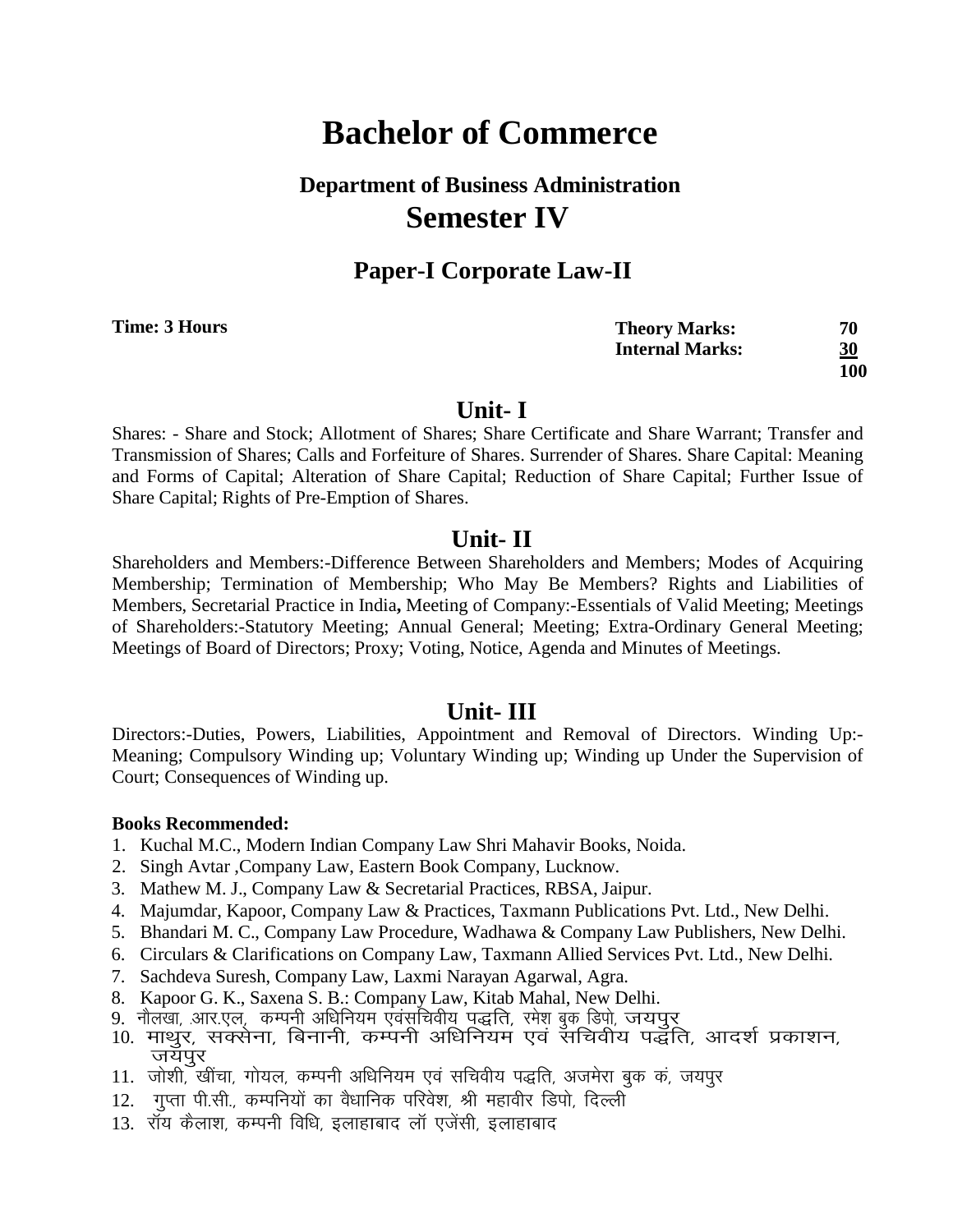# Bachelor of Commerce

## Department of Business Administration

## Semester IV

### Paper-I Corporate Law-II

| **Time: 3 Hours** | **Theory Marks:** | **70** |
|---|---|---|
| | **Internal Marks:** | **30** |
| | | **100** |

### Unit- I

Shares: - Share and Stock; Allotment of Shares; Share Certificate and Share Warrant; Transfer and Transmission of Shares; Calls and Forfeiture of Shares. Surrender of Shares. Share Capital: Meaning and Forms of Capital; Alteration of Share Capital; Reduction of Share Capital; Further Issue of Share Capital; Rights of Pre-Emption of Shares.

### Unit- II

Shareholders and Members:-Difference Between Shareholders and Members; Modes of Acquiring Membership; Termination of Membership; Who May Be Members? Rights and Liabilities of Members, Secretarial Practice in India**,** Meeting of Company:-Essentials of Valid Meeting; Meetings of Shareholders:-Statutory Meeting; Annual General; Meeting; Extra-Ordinary General Meeting; Meetings of Board of Directors; Proxy; Voting, Notice, Agenda and Minutes of Meetings.

### Unit- III

Directors:-Duties, Powers, Liabilities, Appointment and Removal of Directors. Winding Up:-Meaning; Compulsory Winding up; Voluntary Winding up; Winding up Under the Supervision of Court; Consequences of Winding up.

**Books Recommended:**

1. Kuchal M.C., Modern Indian Company Law Shri Mahavir Books, Noida.
2. Singh Avtar ,Company Law, Eastern Book Company, Lucknow.
3. Mathew M. J., Company Law & Secretarial Practices, RBSA, Jaipur.
4. Majumdar, Kapoor, Company Law & Practices, Taxmann Publications Pvt. Ltd., New Delhi.
5. Bhandari M. C., Company Law Procedure, Wadhawa & Company Law Publishers, New Delhi.
6. Circulars & Clarifications on Company Law, Taxmann Allied Services Pvt. Ltd., New Delhi.
7. Sachdeva Suresh, Company Law, Laxmi Narayan Agarwal, Agra.
8. Kapoor G. K., Saxena S. B.: Company Law, Kitab Mahal, New Delhi.
9. नौलखा, .आर.एल, कम्पनी अधिनियम एवंसचिवीय पद्धति, रमेश बुक डिपो, जयपुर
10. माथुर, सक्सेना, बिनानी, कम्पनी अधिनियम एवं सचिवीय पद्धति, आदर्श प्रकाशन, जयपुर
11. जोशी, खींचा, गोयल, कम्पनी अधिनियम एवं सचिवीय पद्धति, अजमेरा बुक कं, जयपुर
12. गुप्ता पी.सी., कम्पनियों का वैधानिक परिवेश, श्री महावीर डिपो, दिल्ली
13. रॉय कैलाश, कम्पनी विधि, इलाहाबाद लॉ एजेंसी, इलाहाबाद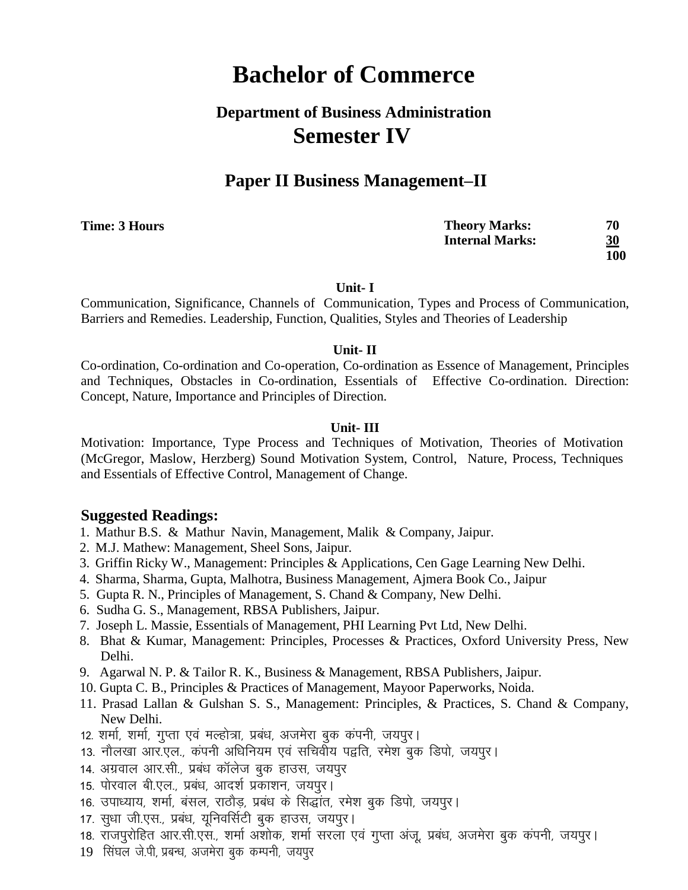# Bachelor of Commerce

## Department of Business Administration
## Semester IV

## Paper II Business Management–II

| **Time: 3 Hours** | **Theory Marks:** | **70** |
|---|---|---|
| | **Internal Marks:** | **30** |
| | | **100** |

**Unit- I**

Communication, Significance, Channels of Communication, Types and Process of Communication, Barriers and Remedies. Leadership, Function, Qualities, Styles and Theories of Leadership

**Unit- II**

Co-ordination, Co-ordination and Co-operation, Co-ordination as Essence of Management, Principles and Techniques, Obstacles in Co-ordination, Essentials of Effective Co-ordination. Direction: Concept, Nature, Importance and Principles of Direction.

**Unit- III**

Motivation: Importance, Type Process and Techniques of Motivation, Theories of Motivation (McGregor, Maslow, Herzberg) Sound Motivation System, Control, Nature, Process, Techniques and Essentials of Effective Control, Management of Change.

### Suggested Readings:

1. Mathur B.S. & Mathur Navin, Management, Malik & Company, Jaipur.
2. M.J. Mathew: Management, Sheel Sons, Jaipur.
3. Griffin Ricky W., Management: Principles & Applications, Cen Gage Learning New Delhi.
4. Sharma, Sharma, Gupta, Malhotra, Business Management, Ajmera Book Co., Jaipur
5. Gupta R. N., Principles of Management, S. Chand & Company, New Delhi.
6. Sudha G. S., Management, RBSA Publishers, Jaipur.
7. Joseph L. Massie, Essentials of Management, PHI Learning Pvt Ltd, New Delhi.
8. Bhat & Kumar, Management: Principles, Processes & Practices, Oxford University Press, New Delhi.
9. Agarwal N. P. & Tailor R. K., Business & Management, RBSA Publishers, Jaipur.
10. Gupta C. B., Principles & Practices of Management, Mayoor Paperworks, Noida.
11. Prasad Lallan & Gulshan S. S., Management: Principles, & Practices, S. Chand & Company, New Delhi.
12. शर्मा, शर्मा, गुप्ता एवं मल्होत्रा, प्रबंध, अजमेरा बुक कंपनी, जयपुर।
13. नौलखा आर.एल., कंपनी अधिनियम एवं सचिवीय पद्वति, रमेश बुक डिपो, जयपुर।
14. अग्रवाल आर.सी., प्रबंध कॉलेज बुक हाउस, जयपुर
15. पोरवाल बी.एल., प्रबंध, आदर्श प्रकाशन, जयपुर।
16. उपाध्याय, शर्मा, बंसल, राठौड़, प्रबंध के सिद्धांत, रमेश बुक डिपो, जयपुर।
17. सुधा जी.एस., प्रबंध, यूनिवर्सिटी बुक हाउस, जयपुर।
18. राजपुरोहित आर.सी.एस., शर्मा अशोक, शर्मा सरला एवं गुप्ता अंजू, प्रबंध, अजमेरा बुक कंपनी, जयपुर।
19. सिंघल जे.पी., प्रबन्ध, अजमेरा बुक कम्पनी, जयपुर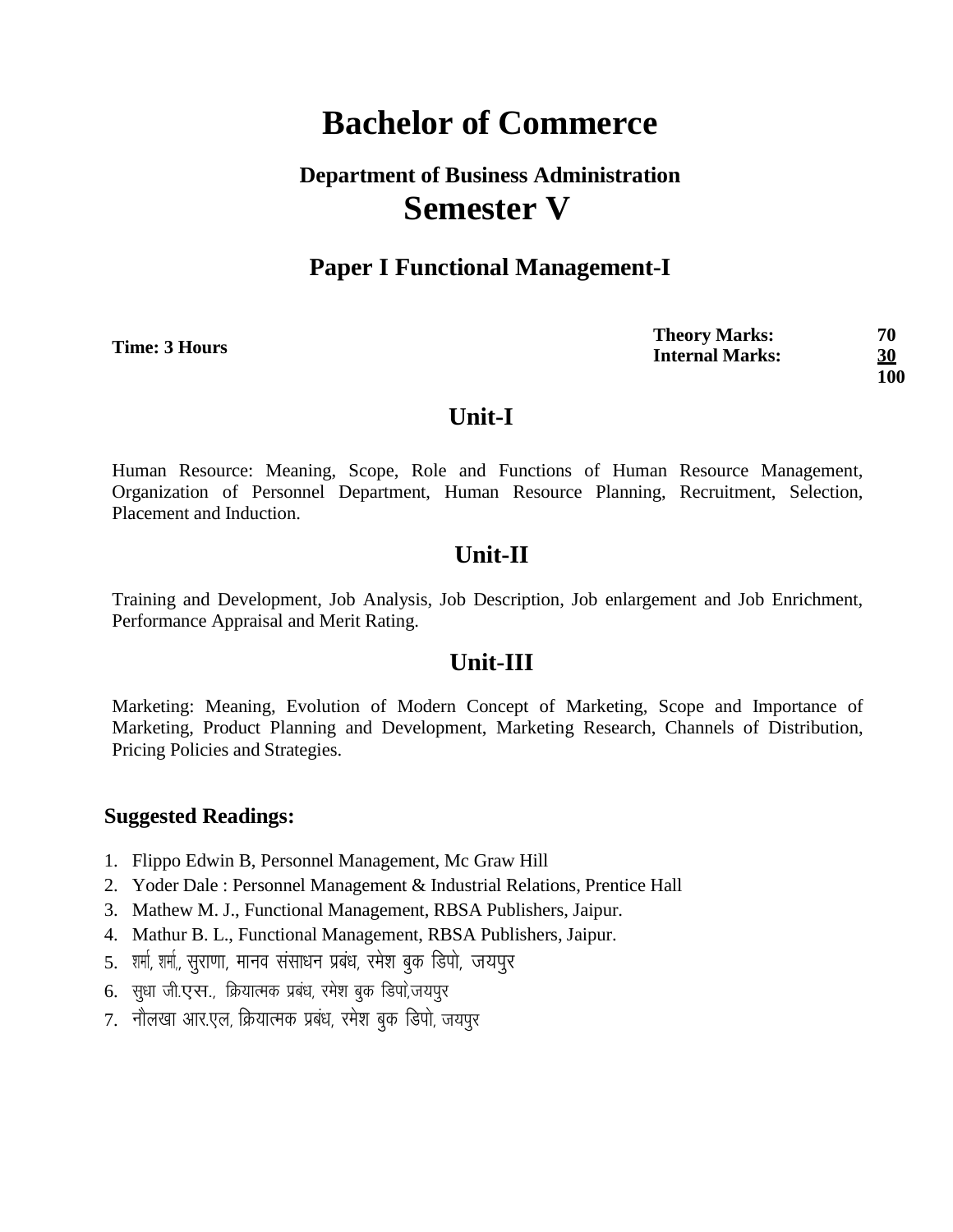# Bachelor of Commerce

### Department of Business Administration

## Semester V

### Paper I Functional Management-I

**Time: 3 Hours**

| | | |
|---|---|---|
| **Theory Marks:** | **70** |
| **Internal Marks:** | **30** |
| | **100** |

## Unit-I

Human Resource: Meaning, Scope, Role and Functions of Human Resource Management, Organization of Personnel Department, Human Resource Planning, Recruitment, Selection, Placement and Induction.

## Unit-II

Training and Development, Job Analysis, Job Description, Job enlargement and Job Enrichment, Performance Appraisal and Merit Rating.

## Unit-III

Marketing: Meaning, Evolution of Modern Concept of Marketing, Scope and Importance of Marketing, Product Planning and Development, Marketing Research, Channels of Distribution, Pricing Policies and Strategies.

### Suggested Readings:

1. Flippo Edwin B, Personnel Management, Mc Graw Hill
2. Yoder Dale : Personnel Management & Industrial Relations, Prentice Hall
3. Mathew M. J., Functional Management, RBSA Publishers, Jaipur.
4. Mathur B. L., Functional Management, RBSA Publishers, Jaipur.
5. शर्मा, शर्मा,, सुराणा, मानव संसाधन प्रबंध, रमेश बुक डिपो, जयपुर
6. सुधा जी.एस., क्रियात्मक प्रबंध, रमेश बुक डिपो,जयपुर
7. नौलखा आर.एल, क्रियात्मक प्रबंध, रमेश बुक डिपो, जयपुर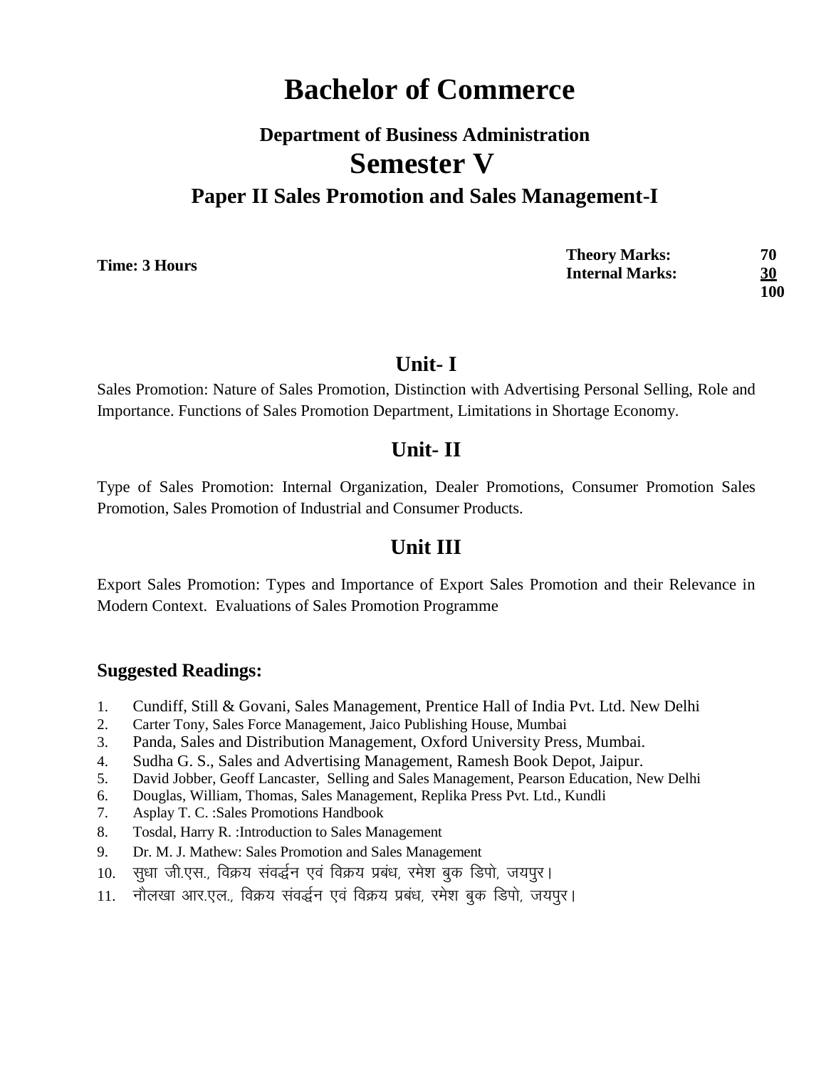# Bachelor of Commerce

## Department of Business Administration

## Semester V

## Paper II Sales Promotion and Sales Management-I

**Time: 3 Hours**

| | |
|---|---|
| **Theory Marks:** | **70** |
| **Internal Marks:** | **30** |
| | **100** |

## Unit- I

Sales Promotion: Nature of Sales Promotion, Distinction with Advertising Personal Selling, Role and Importance. Functions of Sales Promotion Department, Limitations in Shortage Economy.

## Unit- II

Type of Sales Promotion: Internal Organization, Dealer Promotions, Consumer Promotion Sales Promotion, Sales Promotion of Industrial and Consumer Products.

## Unit III

Export Sales Promotion: Types and Importance of Export Sales Promotion and their Relevance in Modern Context. Evaluations of Sales Promotion Programme

### Suggested Readings:

1. Cundiff, Still & Govani, Sales Management, Prentice Hall of India Pvt. Ltd. New Delhi
2. Carter Tony, Sales Force Management, Jaico Publishing House, Mumbai
3. Panda, Sales and Distribution Management, Oxford University Press, Mumbai.
4. Sudha G. S., Sales and Advertising Management, Ramesh Book Depot, Jaipur.
5. David Jobber, Geoff Lancaster, Selling and Sales Management, Pearson Education, New Delhi
6. Douglas, William, Thomas, Sales Management, Replika Press Pvt. Ltd., Kundli
7. Asplay T. C. :Sales Promotions Handbook
8. Tosdal, Harry R. :Introduction to Sales Management
9. Dr. M. J. Mathew: Sales Promotion and Sales Management
10. सुधा जी.एस., विक्रय संवर्द्धन एवं विक्रय प्रबंध, रमेश बुक डिपो, जयपुर।
11. नौलखा आर.एल., विक्रय संवर्द्धन एवं विक्रय प्रबंध, रमेश बुक डिपो, जयपुर।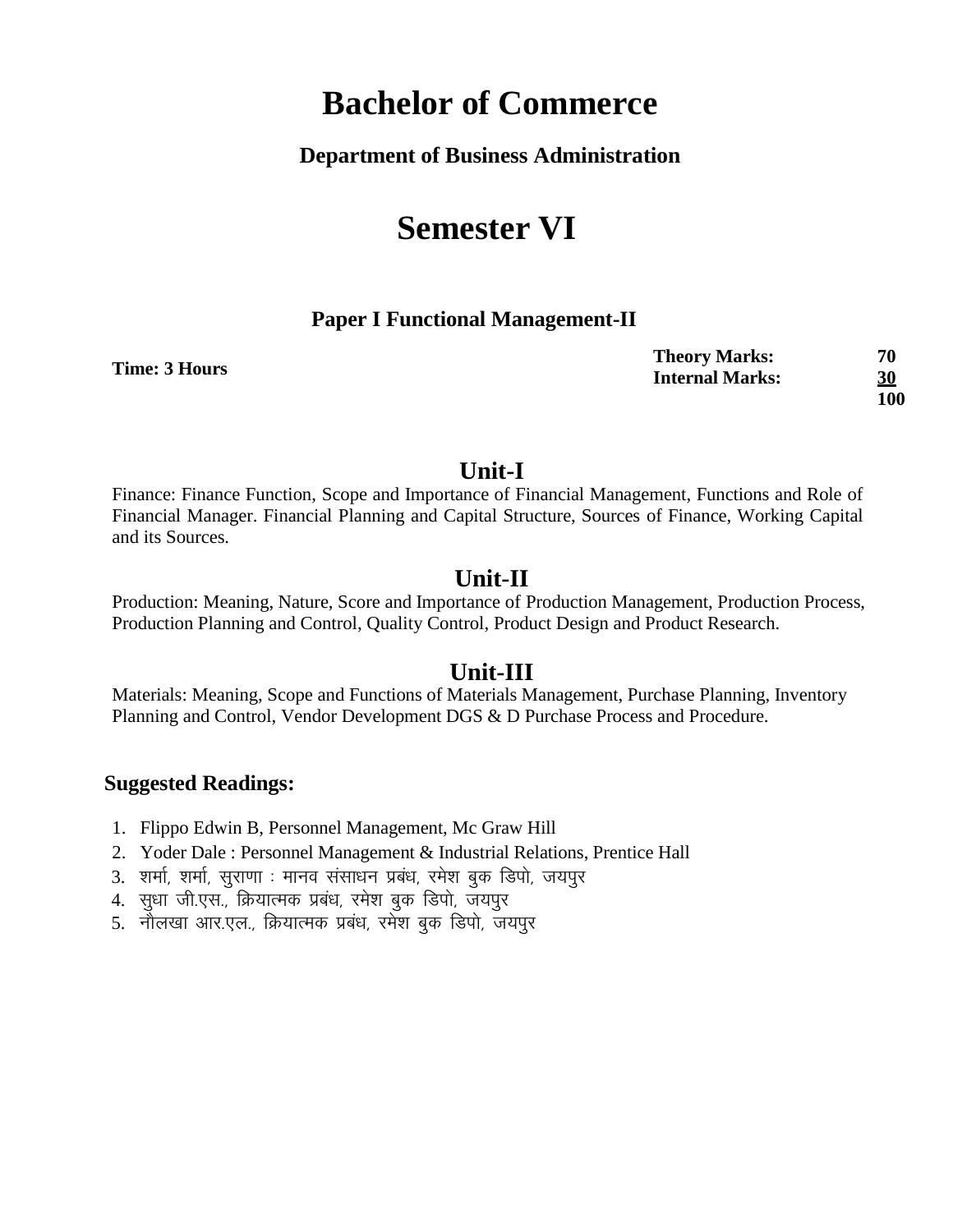# Bachelor of Commerce

**Department of Business Administration**

# Semester VI

### Paper I Functional Management-II

**Time: 3 Hours**

| | |
|---|---|
| **Theory Marks:** | **70** |
| **Internal Marks:** | **30** |
| | **100** |

## Unit-I

Finance: Finance Function, Scope and Importance of Financial Management, Functions and Role of Financial Manager. Financial Planning and Capital Structure, Sources of Finance, Working Capital and its Sources.

## Unit-II

Production: Meaning, Nature, Score and Importance of Production Management, Production Process, Production Planning and Control, Quality Control, Product Design and Product Research.

## Unit-III

Materials: Meaning, Scope and Functions of Materials Management, Purchase Planning, Inventory Planning and Control, Vendor Development DGS & D Purchase Process and Procedure.

### Suggested Readings:

1. Flippo Edwin B, Personnel Management, Mc Graw Hill
2. Yoder Dale : Personnel Management & Industrial Relations, Prentice Hall
3. शर्मा, शर्मा, सुराणा : मानव संसाधन प्रबंध, रमेश बुक डिपो, जयपुर
4. सुधा जी.एस., क्रियात्मक प्रबंध, रमेश बुक डिपो, जयपुर
5. नौलखा आर.एल., क्रियात्मक प्रबंध, रमेश बुक डिपो, जयपुर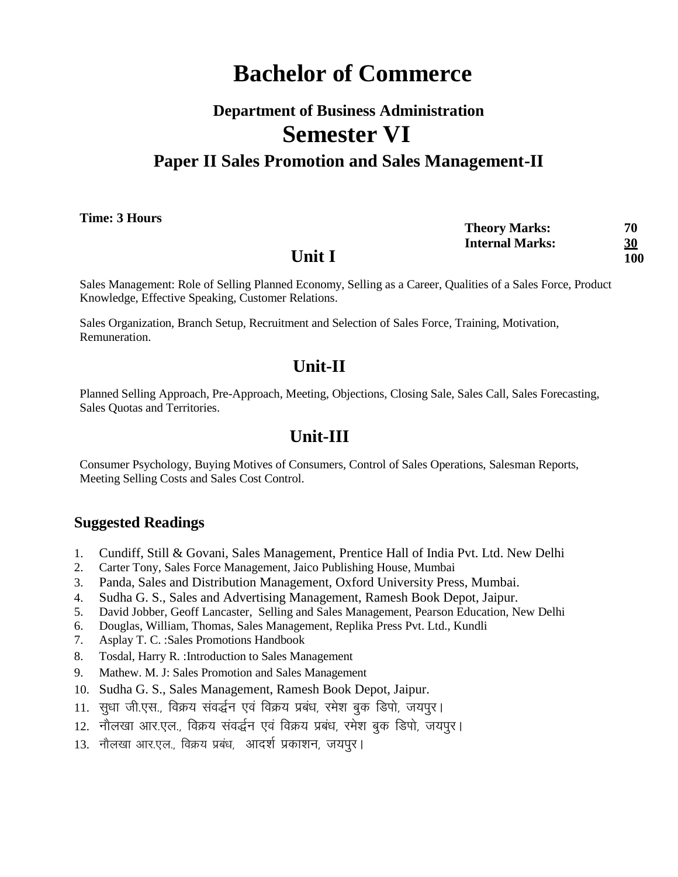# Bachelor of Commerce

### Department of Business Administration

## Semester VI

### Paper II Sales Promotion and Sales Management-II

**Time: 3 Hours**

| | |
|---|---|
| **Theory Marks:** | **70** |
| **Internal Marks:** | **30** |
| | **100** |

## Unit I

Sales Management: Role of Selling Planned Economy, Selling as a Career, Qualities of a Sales Force, Product Knowledge, Effective Speaking, Customer Relations.

Sales Organization, Branch Setup, Recruitment and Selection of Sales Force, Training, Motivation, Remuneration.

## Unit-II

Planned Selling Approach, Pre-Approach, Meeting, Objections, Closing Sale, Sales Call, Sales Forecasting, Sales Quotas and Territories.

## Unit-III

Consumer Psychology, Buying Motives of Consumers, Control of Sales Operations, Salesman Reports, Meeting Selling Costs and Sales Cost Control.

### Suggested Readings

1. Cundiff, Still & Govani, Sales Management, Prentice Hall of India Pvt. Ltd. New Delhi
2. Carter Tony, Sales Force Management, Jaico Publishing House, Mumbai
3. Panda, Sales and Distribution Management, Oxford University Press, Mumbai.
4. Sudha G. S., Sales and Advertising Management, Ramesh Book Depot, Jaipur.
5. David Jobber, Geoff Lancaster, Selling and Sales Management, Pearson Education, New Delhi
6. Douglas, William, Thomas, Sales Management, Replika Press Pvt. Ltd., Kundli
7. Asplay T. C. :Sales Promotions Handbook
8. Tosdal, Harry R. :Introduction to Sales Management
9. Mathew. M. J: Sales Promotion and Sales Management
10. Sudha G. S., Sales Management, Ramesh Book Depot, Jaipur.
11. सुधा जी.एस., विक्रय संवर्द्धन एवं विक्रय प्रबंध, रमेश बुक डिपो, जयपुर।
12. नौलखा आर.एल., विक्रय संवर्द्धन एवं विक्रय प्रबंध, रमेश बुक डिपो, जयपुर।
13. नौलखा आर.एल., विक्रय प्रबंध, आदर्श प्रकाशन, जयपुर।